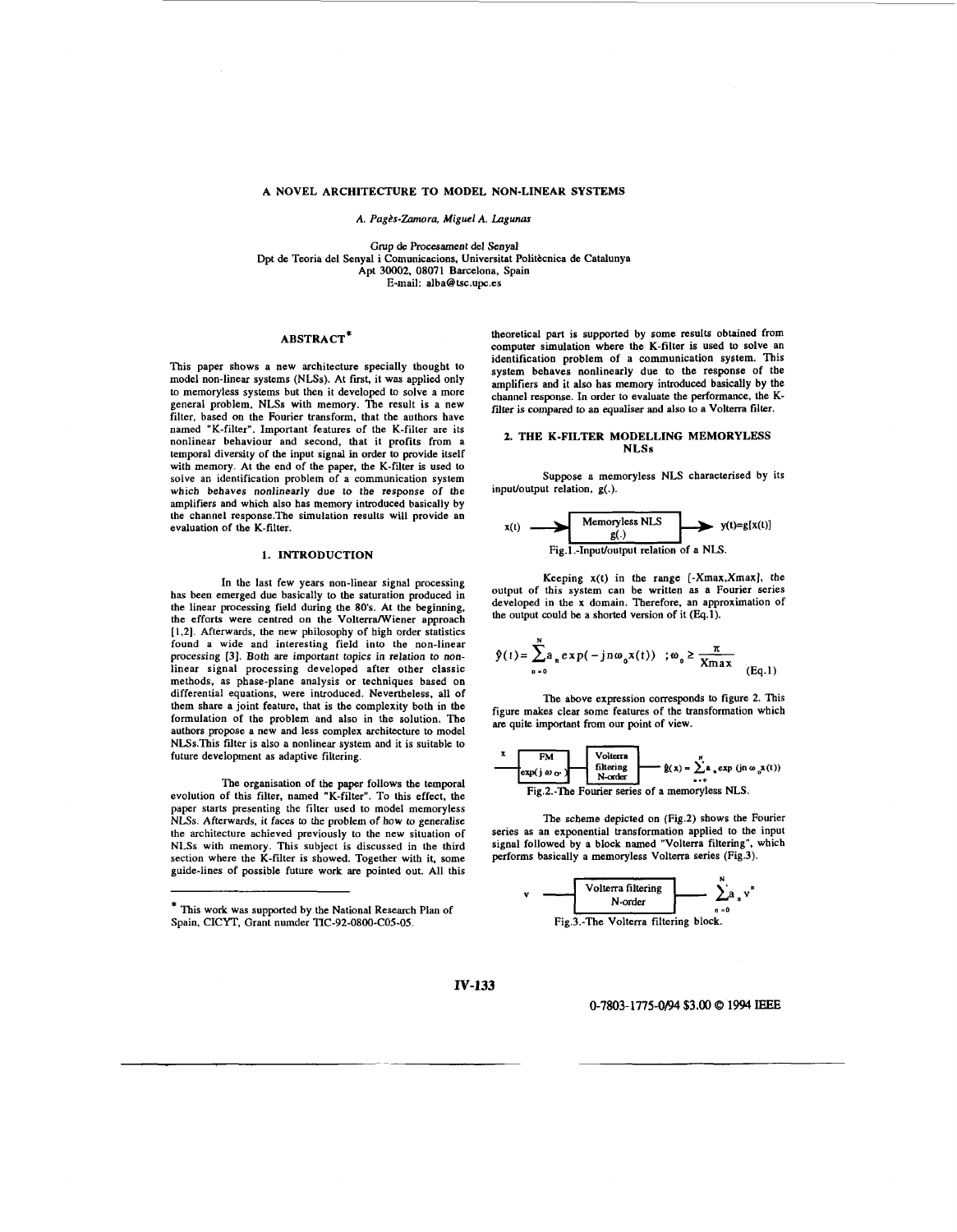# A NOVEL ARCHITECTURE TO MODEL NON-LINEAR SYSTEMS

*A. Pagès-Zamora, Miguel A. Lagunas*

Grup de Processament del Senyal
Dpt de Teoria del Senyal i Comunicacions, Universitat Politècnica de Catalunya
Apt 30002, 08071 Barcelona, Spain
E-mail: alba@tsc.upc.es

## ABSTRACT*

This paper shows a new architecture specially thought to model non-linear systems (NLSs). At first, it was applied only to memoryless systems but then it developed to solve a more general problem, NLSs with memory. The result is a new filter, based on the Fourier transform, that the authors have named "K-filter". Important features of the K-filter are its nonlinear behaviour and second, that it profits from a temporal diversity of the input signal in order to provide itself with memory. At the end of the paper, the K-filter is used to solve an identification problem of a communication system which behaves nonlinearly due to the response of the amplifiers and which also has memory introduced basically by the channel response.The simulation results will provide an evaluation of the K-filter.

## 1. INTRODUCTION

In the last few years non-linear signal processing has been emerged due basically to the saturation produced in the linear processing field during the 80's. At the beginning, the efforts were centred on the Volterra/Wiener approach [1,2]. Afterwards, the new philosophy of high order statistics found a wide and interesting field into the non-linear processing [3]. Both are important topics in relation to non-linear signal processing developed after other classic methods, as phase-plane analysis or techniques based on differential equations, were introduced. Nevertheless, all of them share a joint feature, that is the complexity both in the formulation of the problem and also in the solution. The authors propose a new and less complex architecture to model NLSs.This filter is also a nonlinear system and it is suitable to future development as adaptive filtering.

The organisation of the paper follows the temporal evolution of this filter, named "K-filter". To this effect, the paper starts presenting the filter used to model memoryless NLSs. Afterwards, it faces to the problem of how to generalise the architecture achieved previously to the new situation of NLSs with memory. This subject is discussed in the third section where the K-filter is showed. Together with it, some guide-lines of possible future work are pointed out. All this theoretical part is supported by some results obtained from computer simulation where the K-filter is used to solve an identification problem of a communication system. This system behaves nonlinearly due to the response of the amplifiers and it also has memory introduced basically by the channel response. In order to evaluate the performance, the K-filter is compared to an equaliser and also to a Volterra filter.

## 2. THE K-FILTER MODELLING MEMORYLESS NLSs

Suppose a memoryless NLS characterised by its input/output relation, $g(.)$.

x(t) → Memoryless NLS g(.) → y(t)=g[x(t)]

Fig.1.-Input/output relation of a NLS.

Keeping $x(t)$ in the range $[-Xmax,Xmax]$, the output of this system can be written as a Fourier series developed in the x domain. Therefore, an approximation of the output could be a shorted version of it (Eq.1).

$$\hat{y}(t)=\sum_{n=0}^{N} a_n \exp(-jn\omega_0 x(t)) \quad ;\omega_0 \geq \frac{\pi}{Xmax} \qquad \text{(Eq.1)}$$

The above expression corresponds to figure 2. This figure makes clear some features of the transformation which are quite important from our point of view.

x → FM $\exp(j\omega_0\cdot)$ → Volterra filtering N-order → $\hat{g}(x)=\sum_{n=0}^{N} a_n \exp(jn\omega_0 x(t))$

Fig.2.-The Fourier series of a memoryless NLS.

The scheme depicted on (Fig.2) shows the Fourier series as an exponential transformation applied to the input signal followed by a block named "Volterra filtering", which performs basically a memoryless Volterra series (Fig.3).

v → Volterra filtering N-order → $\sum_{n=0}^{N} a_n v^n$

Fig.3.-The Volterra filtering block.

---

* This work was supported by the National Research Plan of Spain, CICYT, Grant numder TIC-92-0800-C05-05.

0-7803-1775-0/94 $3.00 © 1994 IEEE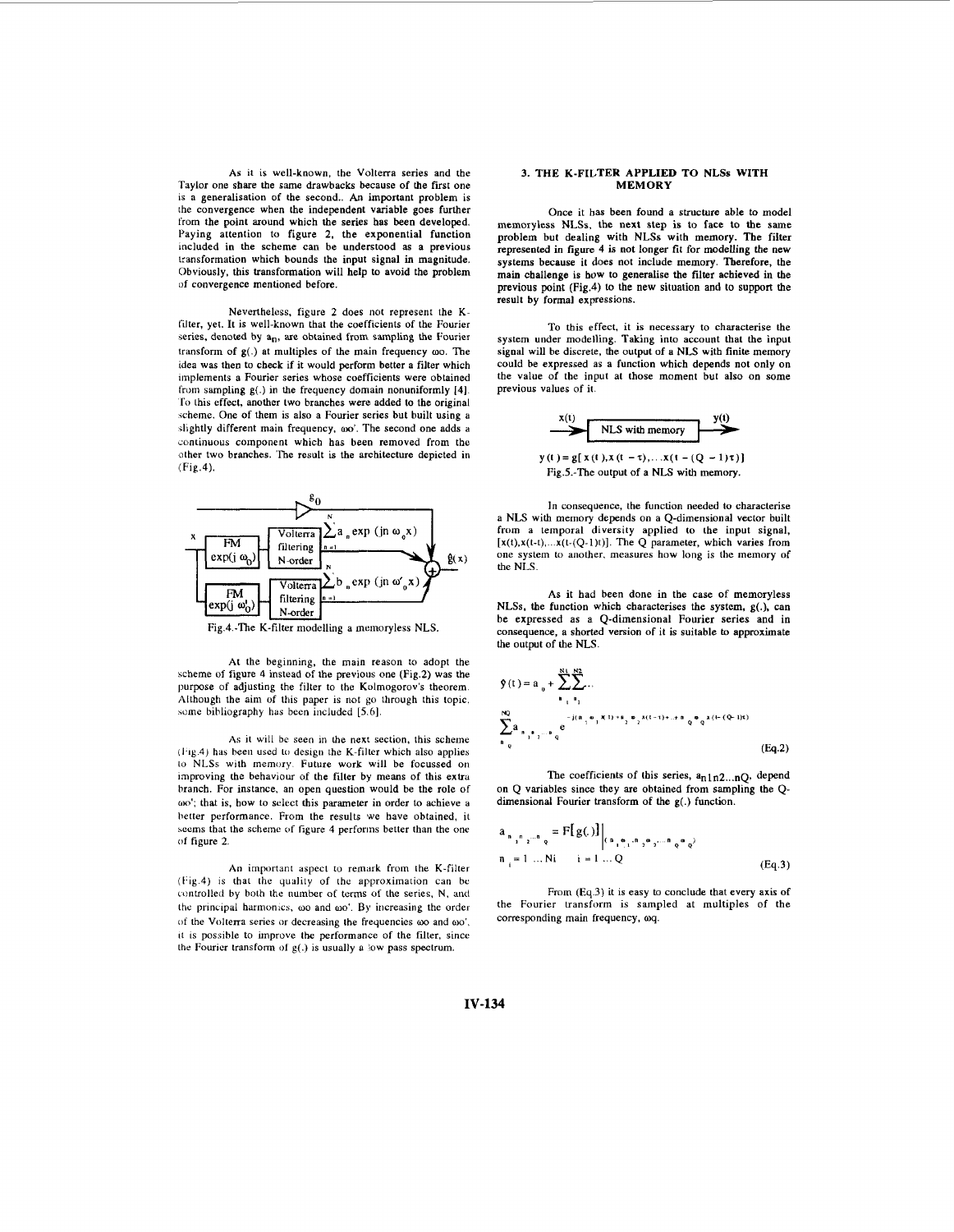As it is well-known, the Volterra series and the Taylor one share the same drawbacks because of the first one is a generalisation of the second.. An important problem is the convergence when the independent variable goes further from the point around which the series has been developed. Paying attention to figure 2, the exponential function included in the scheme can be understood as a previous transformation which bounds the input signal in magnitude. Obviously, this transformation will help to avoid the problem of convergence mentioned before.

Nevertheless, figure 2 does not represent the K-filter, yet. It is well-known that the coefficients of the Fourier series, denoted by $a_n$, are obtained from sampling the Fourier transform of g(.) at multiples of the main frequency $\omega_0$. The idea was then to check if it would perform better a filter which implements a Fourier series whose coefficients were obtained from sampling g(.) in the frequency domain nonuniformly [4]. To this effect, another two branches were added to the original scheme. One of them is also a Fourier series but built using a slightly different main frequency, $\omega_0'$. The second one adds a continuous component which has been removed from the other two branches. The result is the architecture depicted in (Fig.4).

$g_0$

x

FM $\exp(j\,\omega_0)$

Volterra filtering N-order

$\sum_{n=1}^{N} a_n \exp(jn\,\omega_0 x)$

FM $\exp(j\,\omega_0')$

Volterra filtering N-order

$\sum_{n=1}^{N} b_n \exp(jn\,\omega_0' x)$

$\hat{g}(x)$

Fig.4.-The K-filter modelling a memoryless NLS.

At the beginning, the main reason to adopt the scheme of figure 4 instead of the previous one (Fig.2) was the purpose of adjusting the filter to the Kolmogorov's theorem. Although the aim of this paper is not go through this topic, some bibliography has been included [5,6].

As it will be seen in the next section, this scheme (Fig.4) has been used to design the K-filter which also applies to NLSs with memory. Future work will be focussed on improving the behaviour of the filter by means of this extra branch. For instance, an open question would be the role of $\omega_0'$; that is, how to select this parameter in order to achieve a better performance. From the results we have obtained, it seems that the scheme of figure 4 performs better than the one of figure 2.

An important aspect to remark from the K-filter (Fig.4) is that the quality of the approximation can be controlled by both the number of terms of the series, N, and the principal harmonics, $\omega_0$ and $\omega_0'$. By increasing the order of the Volterra series or decreasing the frequencies $\omega_0$ and $\omega_0'$, it is possible to improve the performance of the filter, since the Fourier transform of g(.) is usually a low pass spectrum.

## 3. THE K-FILTER APPLIED TO NLSs WITH MEMORY

Once it has been found a structure able to model memoryless NLSs, the next step is to face to the same problem but dealing with NLSs with memory. The filter represented in figure 4 is not longer fit for modelling the new systems because it does not include memory. Therefore, the main challenge is how to generalise the filter achieved in the previous point (Fig.4) to the new situation and to support the result by formal expressions.

To this effect, it is necessary to characterise the system under modelling. Taking into account that the input signal will be discrete, the output of a NLS with finite memory could be expressed as a function which depends not only on the value of the input at those moment but also on some previous values of it.

x(t) → NLS with memory → y(t)

$$y(t) = g[\,x(t), x(t-\tau), \ldots x(t-(Q-1)\tau)\,]$$

Fig.5.-The output of a NLS with memory.

In consequence, the function needed to characterise a NLS with memory depends on a Q-dimensional vector built from a temporal diversity applied to the input signal, [x(t),x(t-t),...x(t-(Q-1)t)]. The Q parameter, which varies from one system to another, measures how long is the memory of the NLS.

As it had been done in the case of memoryless NLSs, the function which characterises the system, g(.), can be expressed as a Q-dimensional Fourier series and in consequence, a shorted version of it is suitable to approximate the output of the NLS.

$$\hat{y}(t) = a_0 + \sum_{n_1}^{N1} \sum_{n_2}^{N2} \ldots \sum_{n_Q}^{NQ} a_{n_1 n_2 \ldots n_Q}\, e^{-j(n_1 \omega_1 x(t) + n_2 \omega_2 x(t-\tau) + \ldots + n_Q \omega_Q x(t-(Q-1)\tau))} \tag{Eq.2}$$

The coefficients of this series, $a_{n1n2...nQ}$, depend on Q variables since they are obtained from sampling the Q-dimensional Fourier transform of the g(.) function.

$$a_{n_1 n_2 \ldots n_Q} = F[g(.)]\Big|_{(n_1\omega_1, n_2\omega_2, \ldots n_Q\omega_Q)} \qquad n_i = 1 \ldots Ni \quad i = 1 \ldots Q \tag{Eq.3}$$

From (Eq.3) it is easy to conclude that every axis of the Fourier transform is sampled at multiples of the corresponding main frequency, $\omega_q$.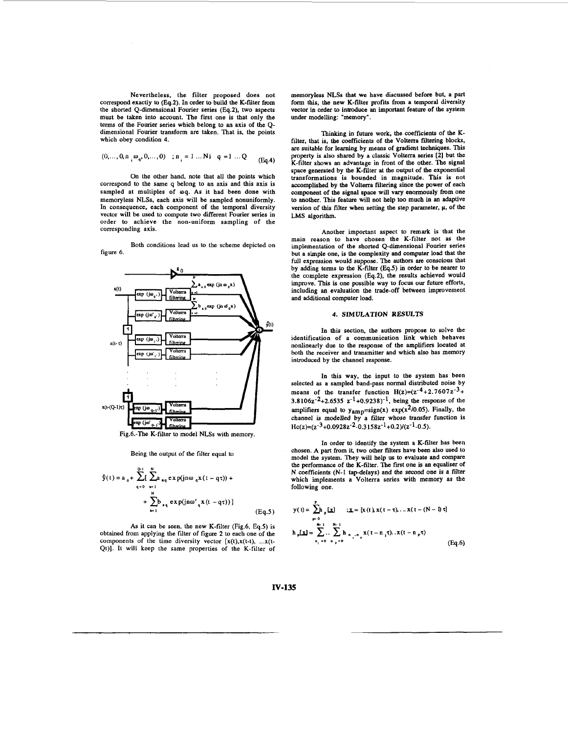Nevertheless, the filter proposed does not correspond exactly to (Eq.2). In order to build the K-filter from the shorted Q-dimensional Fourier series (Eq.2), two aspects must be taken into account. The first one is that only the terms of the Fourier series which belong to an axis of the Q-dimensional Fourier transform are taken. That is, the points which obey condition 4.

$$(0,\ldots,0,n_i\omega_q,0,\ldots,0) \quad ; n_i = 1 \ldots Ni \quad q = 1 \ldots Q \qquad \text{(Eq.4)}$$

On the other hand, note that all the points which correspond to the same q belong to an axis and this axis is sampled at multiples of $\omega q$. As it had been done with memoryless NLSs, each axis will be sampled nonuniformly. In consequence, each component of the temporal diversity vector will be used to compute two different Fourier series in order to achieve the non-uniform sampling of the corresponding axis.

Both conditions lead us to the scheme depicted on figure 6.

Fig.6.-The K-filter to model NLSs with memory.

Being the output of the filter equal to

$$\hat{y}(t) = a_0 + \sum_{q=0}^{Q-1} \Big[ \sum_{n=1}^{N} a_{nq} \exp(jn\omega_q x(t-q\tau)) + \sum_{n=1}^{N} b_{nq} \exp(jn\omega'_q x(t-q\tau)) \Big] \qquad \text{(Eq.5)}$$

As it can be seen, the new K-filter (Fig.6, Eq.5) is obtained from applying the filter of figure 2 to each one of the components of the time diversity vector $[x(t), x(t-\tau), \ldots x(t-Q\tau)]$. It will keep the same properties of the K-filter of memoryless NLSs that we have discussed before but, a part form this, the new K-filter profits from a temporal diversity vector in order to introduce an important feature of the system under modelling: "memory".

Thinking in future work, the coefficients of the K-filter, that is, the coefficients of the Volterra filtering blocks, are suitable for learning by means of gradient techniques. This property is also shared by a classic Volterra series [2] but the K-filter shows an advantage in front of the other. The signal space generated by the K-filter at the output of the exponential transformations is bounded in magnitude. This is not accomplished by the Volterra filtering since the power of each component of the signal space will vary enormously from one to another. This feature will not help too much in an adaptive version of this filter when setting the step parameter, $\mu$, of the LMS algorithm.

Another important aspect to remark is that the main reason to have chosen the K-filter not as the implementation of the shorted Q-dimensional Fourier series but a simple one, is the complexity and computer load that the full expression would suppose. The authors are conscious that by adding terms to the K-filter (Eq.5) in order to be nearer to the complete expression (Eq.2), the results achieved would improve. This is one possible way to focus our future efforts, including an evaluation the trade-off between improvement and additional computer load.

## 4. SIMULATION RESULTS

In this section, the authors propose to solve the identification of a communication link which behaves nonlinearly due to the response of the amplifiers located at both the receiver and transmitter and which also has memory introduced by the channel response.

In this way, the input to the system has been selected as a sampled band-pass normal distributed noise by means of the transfer function $H(z)=(z^{-4}+2.7607z^{-3}+3.8106z^{-2}+2.6535\,z^{-1}+0.9238)^{-1}$, being the response of the amplifiers equal to $y_{amp}=\text{sign}(x)\,\exp(x^2/0.05)$. Finally, the channel is modelled by a filter whose transfer function is $Hc(z)=(z^{-3}+0.0928z^{-2}-0.3158z^{-1}+0.2)/(z^{-1}-0.5)$.

In order to identify the system a K-filter has been chosen. A part from it, two other filters have been also used to model the system. They will help us to evaluate and compare the performance of the K-filter. The first one is an equaliser of N coefficients (N-1 tap-delays) and the second one is a filter which implements a Volterra series with memory as the following one.

$$y(t) = \sum_{p=0}^{P} h_p[\underline{x}] \quad ; \underline{x} = [x(t), x(t-\tau), \ldots x(t-(N-1)\tau]$$

$$h_p[\underline{x}] = \sum_{n_1=0}^{N-1} \cdots \sum_{n_p=0}^{N-1} h_{n_1 \ldots n_p} x(t-n_1\tau) \ldots x(t-n_p\tau) \qquad \text{(Eq.6)}$$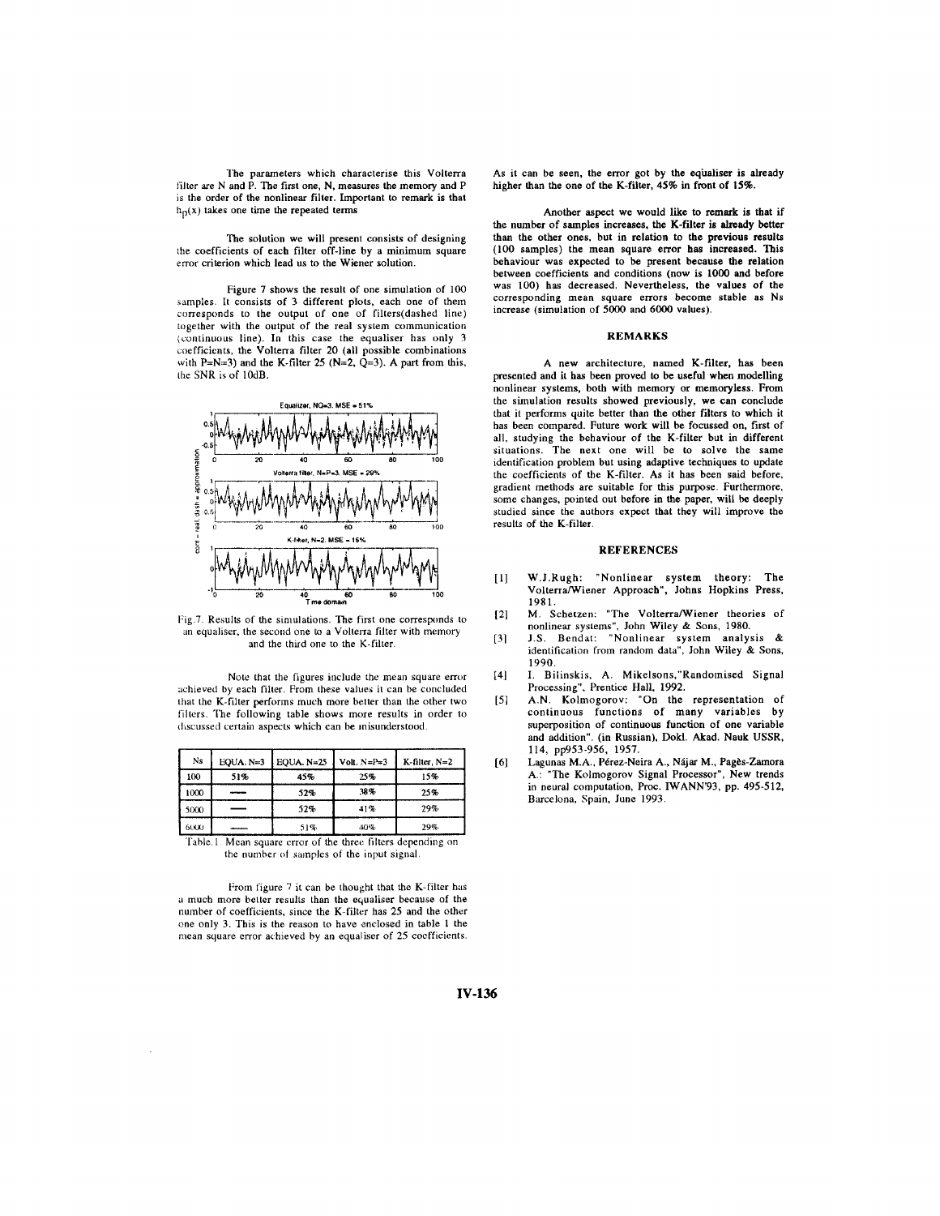The parameters which characterise this Volterra filter are N and P. The first one, N, measures the memory and P is the order of the nonlinear filter. Important to remark is that $h_p(x)$ takes one time the repeated terms

The solution we will present consists of designing the coefficients of each filter off-line by a minimum square error criterion which lead us to the Wiener solution.

Figure 7 shows the result of one simulation of 100 samples. It consists of 3 different plots, each one of them corresponds to the output of one of filters(dashed line) together with the output of the real system communication (continuous line). In this case the equaliser has only 3 coefficients, the Volterra filter 20 (all possible combinations with P=N=3) and the K-filter 25 (N=2, Q=3). A part from this, the SNR is of 10dB.

Equalizer, NQ=3, MSE = 51%

Volterra filter, N=P=3, MSE = 29%

K-filter, N=2, MSE = 15%

cont = real, dash = approximation

Time domain

Fig.7. Results of the simulations. The first one corresponds to an equaliser, the second one to a Volterra filter with memory and the third one to the K-filter.

Note that the figures include the mean square error achieved by each filter. From these values it can be concluded that the K-filter performs much more better than the other two filters. The following table shows more results in order to discussed certain aspects which can be misunderstood.

| Ns | EQUA. N=3 | EQUA. N=25 | Volt. N=P=3 | K-filter, N=2 |
|---|---|---|---|---|
| 100 | 51% | 45% | 25% | 15% |
| 1000 | — | 52% | 38% | 25% |
| 5000 | — | 52% | 41% | 29% |
| 6000 | — | 51% | 40% | 29% |

Table.1 Mean square error of the three filters depending on the number of samples of the input signal.

From figure 7 it can be thought that the K-filter has a much more better results than the equaliser because of the number of coefficients, since the K-filter has 25 and the other one only 3. This is the reason to have enclosed in table 1 the mean square error achieved by an equaliser of 25 coefficients. As it can be seen, the error got by the equaliser is already higher than the one of the K-filter, 45% in front of 15%.

Another aspect we would like to remark is that if the number of samples increases, the K-filter is already better than the other ones, but in relation to the previous results (100 samples) the mean square error has increased. This behaviour was expected to be present because the relation between coefficients and conditions (now is 1000 and before was 100) has decreased. Nevertheless, the values of the corresponding mean square errors become stable as Ns increase (simulation of 5000 and 6000 values).

## REMARKS

A new architecture, named K-filter, has been presented and it has been proved to be useful when modelling nonlinear systems, both with memory or memoryless. From the simulation results showed previously, we can conclude that it performs quite better than the other filters to which it has been compared. Future work will be focussed on, first of all, studying the behaviour of the K-filter but in different situations. The next one will be to solve the same identification problem but using adaptive techniques to update the coefficients of the K-filter. As it has been said before, gradient methods are suitable for this purpose. Furthermore, some changes, pointed out before in the paper, will be deeply studied since the authors expect that they will improve the results of the K-filter.

## REFERENCES

[1] W.J.Rugh: "Nonlinear system theory: The Volterra/Wiener Approach", Johns Hopkins Press, 1981.

[2] M. Schetzen: "The Volterra/Wiener theories of nonlinear systems", John Wiley & Sons, 1980.

[3] J.S. Bendat: "Nonlinear system analysis & identification from random data", John Wiley & Sons, 1990.

[4] I. Bilinskis, A. Mikelsons,"Randomised Signal Processing", Prentice Hall, 1992.

[5] A.N. Kolmogorov: "On the representation of continuous functions of many variables by superposition of continuous function of one variable and addition". (in Russian), Dokl. Akad. Nauk USSR, 114, pp953-956, 1957.

[6] Lagunas M.A., Pérez-Neira A., Nájar M., Pagès-Zamora A.: "The Kolmogorov Signal Processor", New trends in neural computation, Proc. IWANN'93, pp. 495-512, Barcelona, Spain, June 1993.